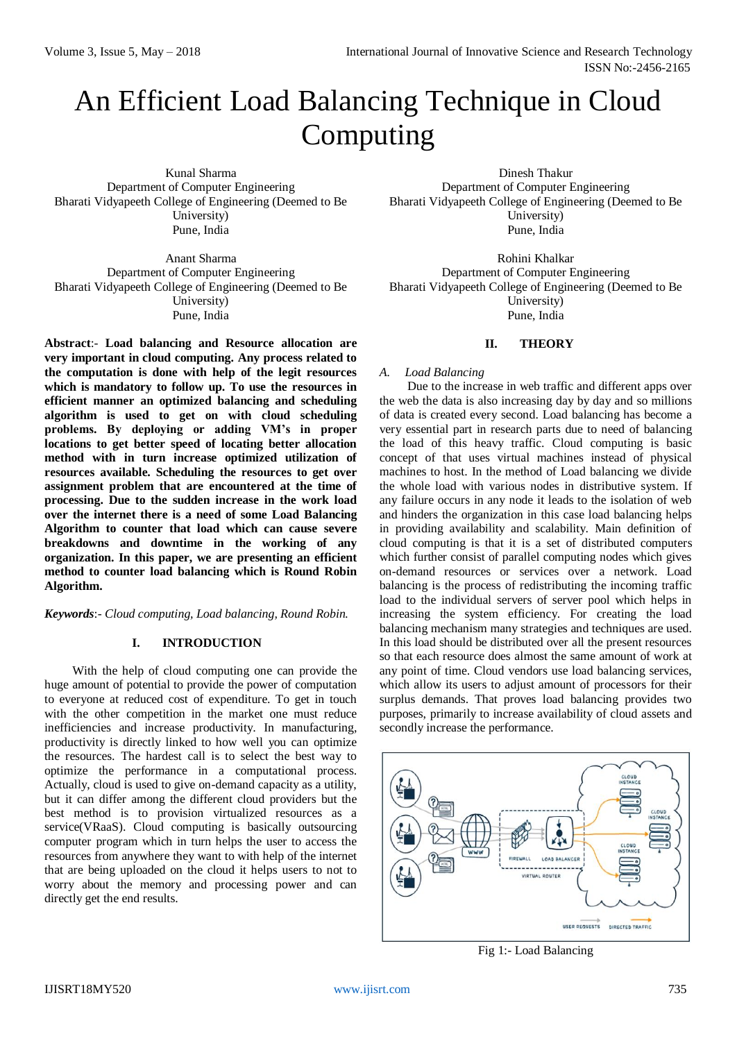# An Efficient Load Balancing Technique in Cloud Computing

Kunal Sharma
Department of Computer Engineering
Bharati Vidyapeeth College of Engineering (Deemed to Be University)
Pune, India

Dinesh Thakur
Department of Computer Engineering
Bharati Vidyapeeth College of Engineering (Deemed to Be University)
Pune, India

Anant Sharma
Department of Computer Engineering
Bharati Vidyapeeth College of Engineering (Deemed to Be University)
Pune, India

Rohini Khalkar
Department of Computer Engineering
Bharati Vidyapeeth College of Engineering (Deemed to Be University)
Pune, India

**Abstract**:- **Load balancing and Resource allocation are very important in cloud computing. Any process related to the computation is done with help of the legit resources which is mandatory to follow up. To use the resources in efficient manner an optimized balancing and scheduling algorithm is used to get on with cloud scheduling problems. By deploying or adding VM's in proper locations to get better speed of locating better allocation method with in turn increase optimized utilization of resources available. Scheduling the resources to get over assignment problem that are encountered at the time of processing. Due to the sudden increase in the work load over the internet there is a need of some Load Balancing Algorithm to counter that load which can cause severe breakdowns and downtime in the working of any organization. In this paper, we are presenting an efficient method to counter load balancing which is Round Robin Algorithm.**

***Keywords***:- *Cloud computing, Load balancing, Round Robin.*

## I. INTRODUCTION

With the help of cloud computing one can provide the huge amount of potential to provide the power of computation to everyone at reduced cost of expenditure. To get in touch with the other competition in the market one must reduce inefficiencies and increase productivity. In manufacturing, productivity is directly linked to how well you can optimize the resources. The hardest call is to select the best way to optimize the performance in a computational process. Actually, cloud is used to give on-demand capacity as a utility, but it can differ among the different cloud providers but the best method is to provision virtualized resources as a service(VRaaS). Cloud computing is basically outsourcing computer program which in turn helps the user to access the resources from anywhere they want to with help of the internet that are being uploaded on the cloud it helps users to not to worry about the memory and processing power and can directly get the end results.

## II. THEORY

### *A. Load Balancing*

Due to the increase in web traffic and different apps over the web the data is also increasing day by day and so millions of data is created every second. Load balancing has become a very essential part in research parts due to need of balancing the load of this heavy traffic. Cloud computing is basic concept of that uses virtual machines instead of physical machines to host. In the method of Load balancing we divide the whole load with various nodes in distributive system. If any failure occurs in any node it leads to the isolation of web and hinders the organization in this case load balancing helps in providing availability and scalability. Main definition of cloud computing is that it is a set of distributed computers which further consist of parallel computing nodes which gives on-demand resources or services over a network. Load balancing is the process of redistributing the incoming traffic load to the individual servers of server pool which helps in increasing the system efficiency. For creating the load balancing mechanism many strategies and techniques are used. In this load should be distributed over all the present resources so that each resource does almost the same amount of work at any point of time. Cloud vendors use load balancing services, which allow its users to adjust amount of processors for their surplus demands. That proves load balancing provides two purposes, primarily to increase availability of cloud assets and secondly increase the performance.

Fig 1:- Load Balancing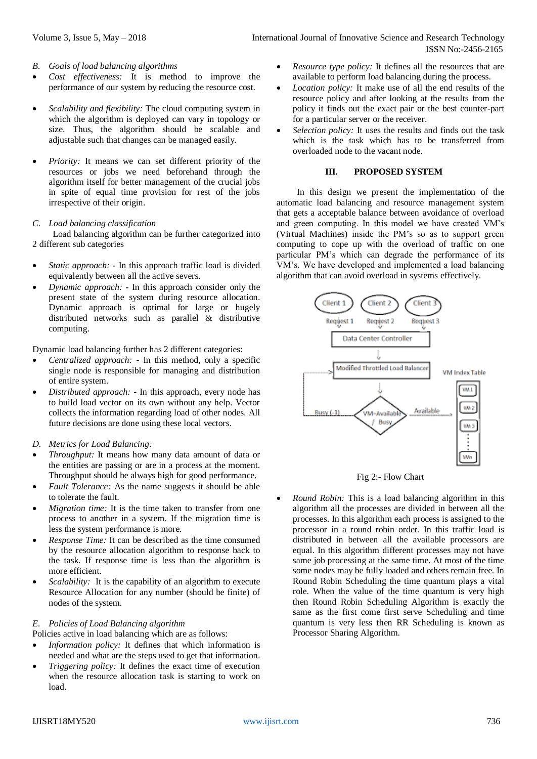### B. *Goals of load balancing algorithms*

- *Cost effectiveness:* It is method to improve the performance of our system by reducing the resource cost.
- *Scalability and flexibility:* The cloud computing system in which the algorithm is deployed can vary in topology or size. Thus, the algorithm should be scalable and adjustable such that changes can be managed easily.
- *Priority:* It means we can set different priority of the resources or jobs we need beforehand through the algorithm itself for better management of the crucial jobs in spite of equal time provision for rest of the jobs irrespective of their origin.

### C. *Load balancing classification*

Load balancing algorithm can be further categorized into 2 different sub categories

- *Static approach:* - In this approach traffic load is divided equivalently between all the active severs.
- *Dynamic approach:* - In this approach consider only the present state of the system during resource allocation. Dynamic approach is optimal for large or hugely distributed networks such as parallel & distributive computing.

Dynamic load balancing further has 2 different categories:

- *Centralized approach:* - In this method, only a specific single node is responsible for managing and distribution of entire system.
- *Distributed approach:* - In this approach, every node has to build load vector on its own without any help. Vector collects the information regarding load of other nodes. All future decisions are done using these local vectors.

### D. *Metrics for Load Balancing:*

- *Throughput:* It means how many data amount of data or the entities are passing or are in a process at the moment. Throughput should be always high for good performance.
- *Fault Tolerance:* As the name suggests it should be able to tolerate the fault.
- *Migration time:* It is the time taken to transfer from one process to another in a system. If the migration time is less the system performance is more.
- *Response Time:* It can be described as the time consumed by the resource allocation algorithm to response back to the task. If response time is less than the algorithm is more efficient.
- *Scalability:* It is the capability of an algorithm to execute Resource Allocation for any number (should be finite) of nodes of the system.

### E. *Policies of Load Balancing algorithm*

Policies active in load balancing which are as follows:

- *Information policy:* It defines that which information is needed and what are the steps used to get that information.
- *Triggering policy:* It defines the exact time of execution when the resource allocation task is starting to work on load.
- *Resource type policy:* It defines all the resources that are available to perform load balancing during the process.
- *Location policy:* It make use of all the end results of the resource policy and after looking at the results from the policy it finds out the exact pair or the best counter-part for a particular server or the receiver.
- *Selection policy:* It uses the results and finds out the task which is the task which has to be transferred from overloaded node to the vacant node.

## III. PROPOSED SYSTEM

In this design we present the implementation of the automatic load balancing and resource management system that gets a acceptable balance between avoidance of overload and green computing. In this model we have created VM's (Virtual Machines) inside the PM's so as to support green computing to cope up with the overload of traffic on one particular PM's which can degrade the performance of its VM's. We have developed and implemented a load balancing algorithm that can avoid overload in systems effectively.

Fig 2:- Flow Chart

- *Round Robin:* This is a load balancing algorithm in this algorithm all the processes are divided in between all the processes. In this algorithm each process is assigned to the processor in a round robin order. In this traffic load is distributed in between all the available processors are equal. In this algorithm different processes may not have same job processing at the same time. At most of the time some nodes may be fully loaded and others remain free. In Round Robin Scheduling the time quantum plays a vital role. When the value of the time quantum is very high then Round Robin Scheduling Algorithm is exactly the same as the first come first serve Scheduling and time quantum is very less then RR Scheduling is known as Processor Sharing Algorithm.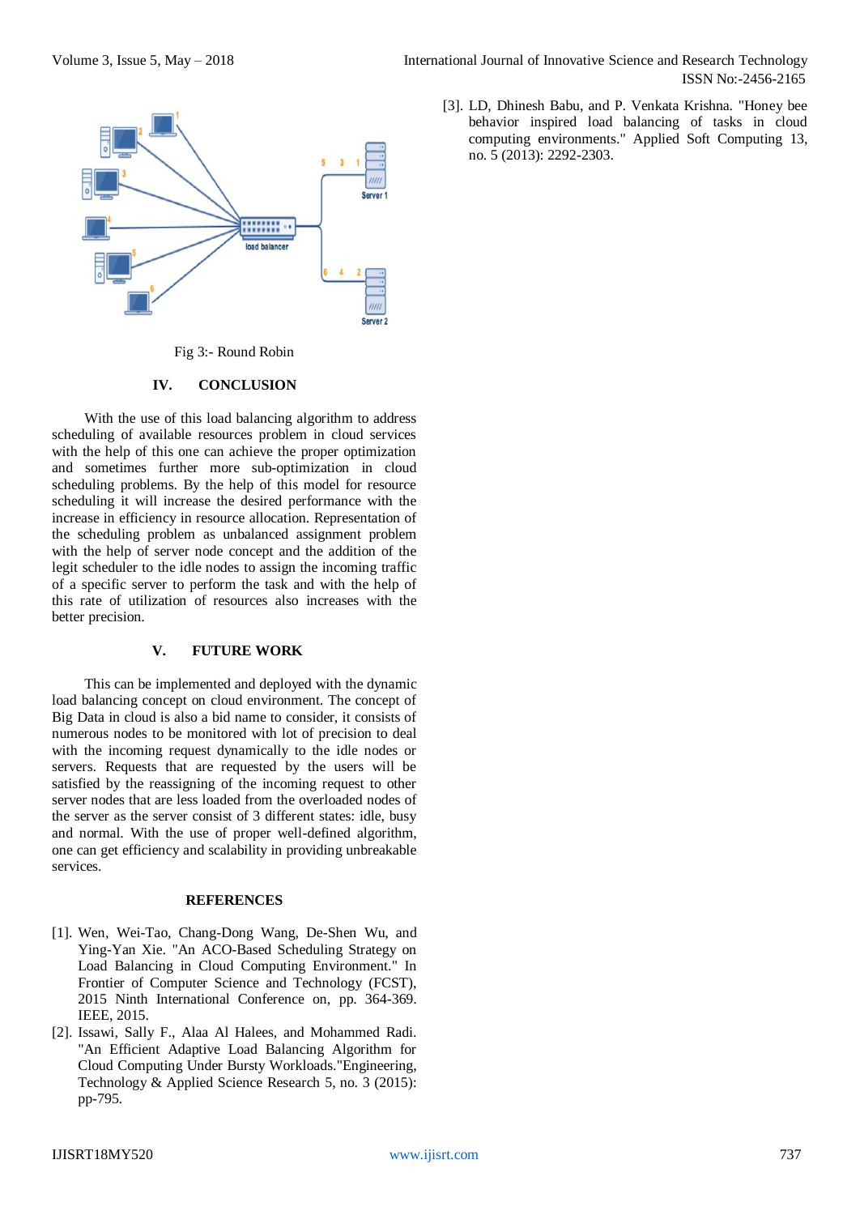load balancer

Server 1

Server 2

5 3 1

6 4 2

1
2
3
4
5
6

Fig 3:- Round Robin

## IV. CONCLUSION

With the use of this load balancing algorithm to address scheduling of available resources problem in cloud services with the help of this one can achieve the proper optimization and sometimes further more sub-optimization in cloud scheduling problems. By the help of this model for resource scheduling it will increase the desired performance with the increase in efficiency in resource allocation. Representation of the scheduling problem as unbalanced assignment problem with the help of server node concept and the addition of the legit scheduler to the idle nodes to assign the incoming traffic of a specific server to perform the task and with the help of this rate of utilization of resources also increases with the better precision.

## V. FUTURE WORK

This can be implemented and deployed with the dynamic load balancing concept on cloud environment. The concept of Big Data in cloud is also a bid name to consider, it consists of numerous nodes to be monitored with lot of precision to deal with the incoming request dynamically to the idle nodes or servers. Requests that are requested by the users will be satisfied by the reassigning of the incoming request to other server nodes that are less loaded from the overloaded nodes of the server as the server consist of 3 different states: idle, busy and normal. With the use of proper well-defined algorithm, one can get efficiency and scalability in providing unbreakable services.

## REFERENCES

[1]. Wen, Wei-Tao, Chang-Dong Wang, De-Shen Wu, and Ying-Yan Xie. "An ACO-Based Scheduling Strategy on Load Balancing in Cloud Computing Environment." In Frontier of Computer Science and Technology (FCST), 2015 Ninth International Conference on, pp. 364-369. IEEE, 2015.

[2]. Issawi, Sally F., Alaa Al Halees, and Mohammed Radi. "An Efficient Adaptive Load Balancing Algorithm for Cloud Computing Under Bursty Workloads."Engineering, Technology & Applied Science Research 5, no. 3 (2015): pp-795.

[3]. LD, Dhinesh Babu, and P. Venkata Krishna. "Honey bee behavior inspired load balancing of tasks in cloud computing environments." Applied Soft Computing 13, no. 5 (2013): 2292-2303.